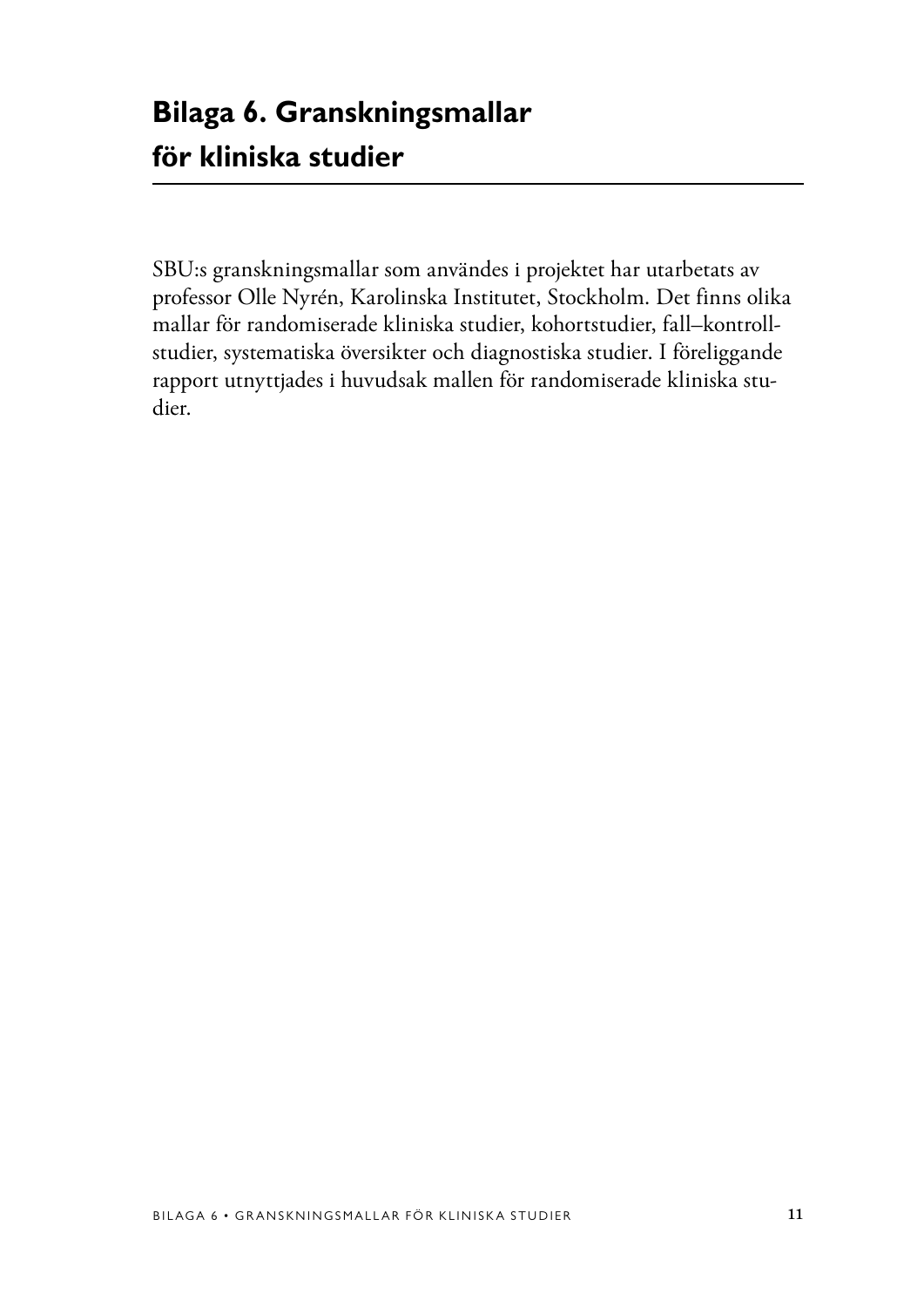# Bilaga 6. Granskningsmallar för kliniska studier

SBU:s granskningsmallar som användes i projektet har utarbetats av professor Olle Nyrén, Karolinska Institutet, Stockholm. Det finns olika mallar för randomiserade kliniska studier, kohortstudier, fall–kontrollstudier, systematiska översikter och diagnostiska studier. I föreliggande rapport utnyttjades i huvudsak mallen för randomiserade kliniska studier.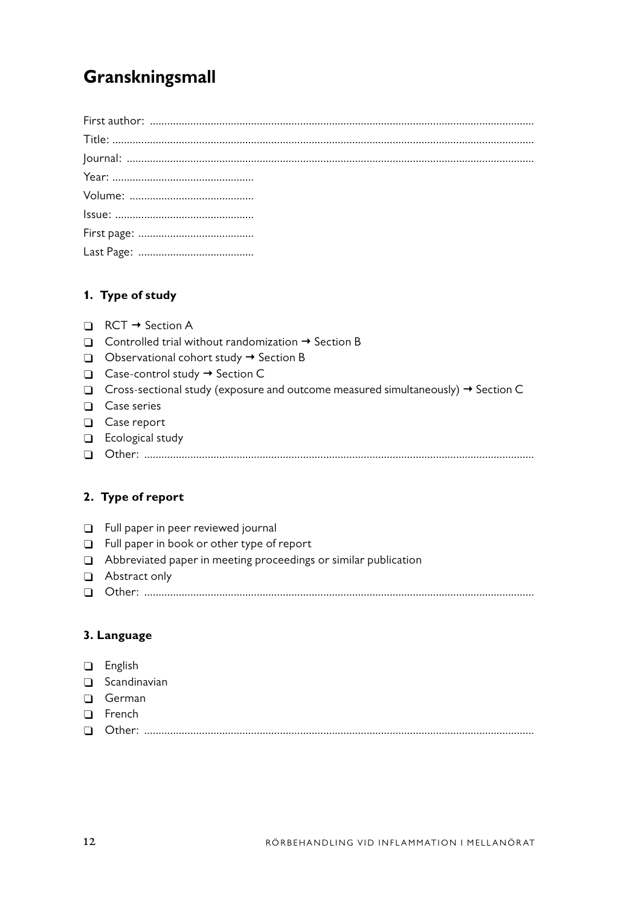# Granskningsmall

First author: ..............................................................................................................................

Title: ........................................................................................................................................

Journal: ...................................................................................................................................

Year: ................................................

Volume: ..........................................

Issue: ................................................

First page: .......................................

Last Page: .......................................

## 1. Type of study

- ❑ RCT → Section A
- ❑ Controlled trial without randomization → Section B
- ❑ Observational cohort study → Section B
- ❑ Case-control study → Section C
- ❑ Cross-sectional study (exposure and outcome measured simultaneously) → Section C
- ❑ Case series
- ❑ Case report
- ❑ Ecological study
- ❑ Other: ....................................................................................................................................

## 2. Type of report

- ❑ Full paper in peer reviewed journal
- ❑ Full paper in book or other type of report
- ❑ Abbreviated paper in meeting proceedings or similar publication
- ❑ Abstract only
- ❑ Other: ....................................................................................................................................

## 3. Language

- ❑ English
- ❑ Scandinavian
- ❑ German
- ❑ French
- ❑ Other: ....................................................................................................................................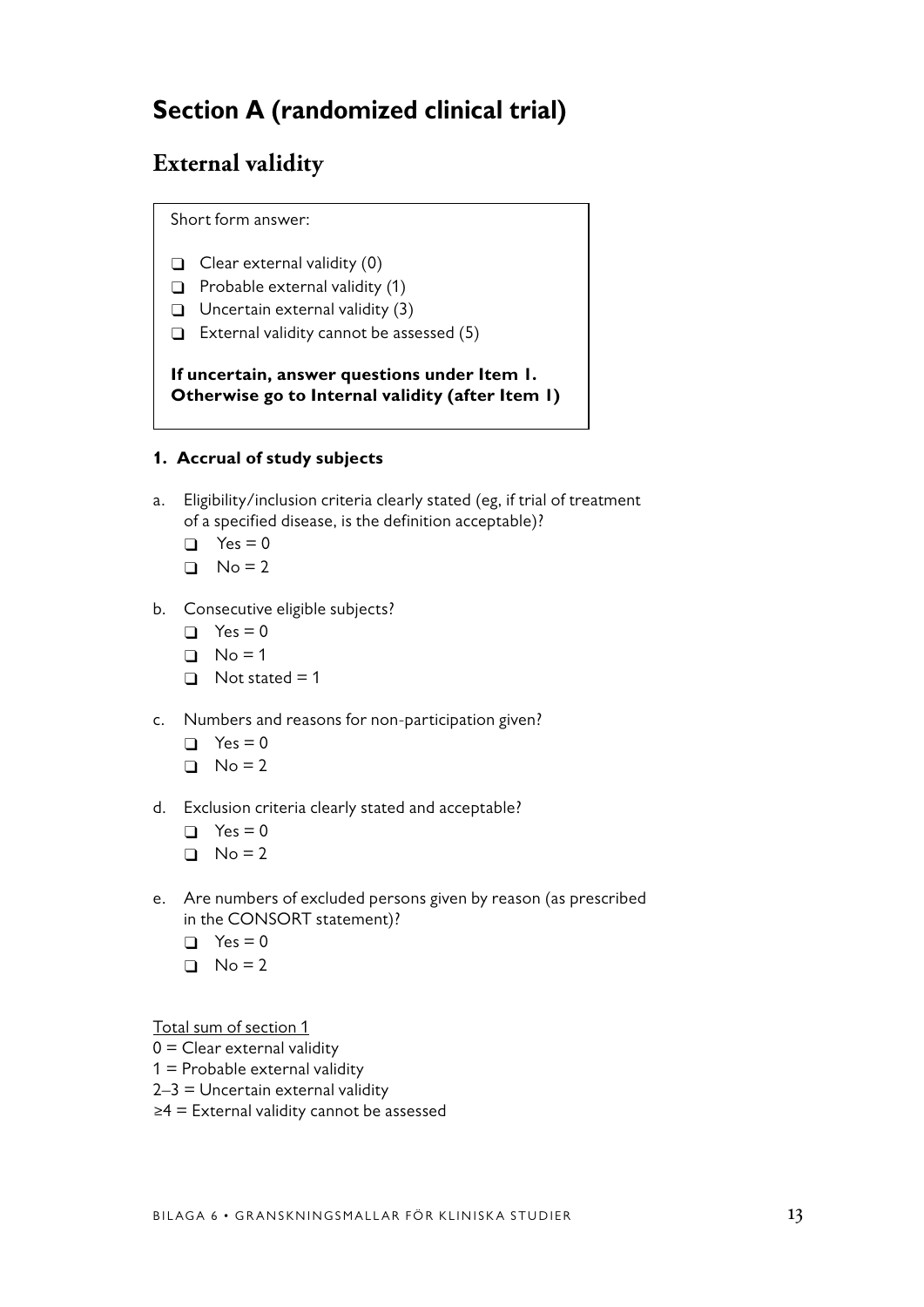# Section A (randomized clinical trial)

## External validity

Short form answer:

- ❑ Clear external validity (0)
- ❑ Probable external validity (1)
- ❑ Uncertain external validity (3)
- ❑ External validity cannot be assessed (5)

**If uncertain, answer questions under Item 1. Otherwise go to Internal validity (after Item 1)**

### 1. Accrual of study subjects

a. Eligibility/inclusion criteria clearly stated (eg, if trial of treatment of a specified disease, is the definition acceptable)?
   - ❑ Yes = 0
   - ❑ No = 2

b. Consecutive eligible subjects?
   - ❑ Yes = 0
   - ❑ No = 1
   - ❑ Not stated = 1

c. Numbers and reasons for non-participation given?
   - ❑ Yes = 0
   - ❑ No = 2

d. Exclusion criteria clearly stated and acceptable?
   - ❑ Yes = 0
   - ❑ No = 2

e. Are numbers of excluded persons given by reason (as prescribed in the CONSORT statement)?
   - ❑ Yes = 0
   - ❑ No = 2

Total sum of section 1

0 = Clear external validity

1 = Probable external validity

2–3 = Uncertain external validity

≥4 = External validity cannot be assessed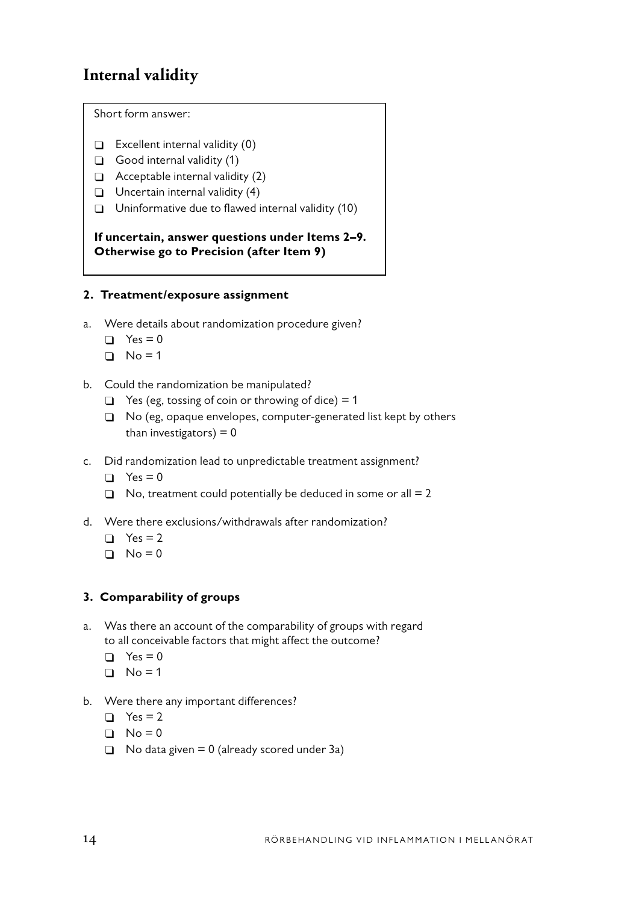## Internal validity

Short form answer:

- ❑ Excellent internal validity (0)
- ❑ Good internal validity (1)
- ❑ Acceptable internal validity (2)
- ❑ Uncertain internal validity (4)
- ❑ Uninformative due to flawed internal validity (10)

**If uncertain, answer questions under Items 2–9. Otherwise go to Precision (after Item 9)**

#### 2. Treatment/exposure assignment

a. Were details about randomization procedure given?
- ❑ Yes = 0
- ❑ No = 1

b. Could the randomization be manipulated?
- ❑ Yes (eg, tossing of coin or throwing of dice) = 1
- ❑ No (eg, opaque envelopes, computer-generated list kept by others than investigators) = 0

c. Did randomization lead to unpredictable treatment assignment?
- ❑ Yes = 0
- ❑ No, treatment could potentially be deduced in some or all = 2

d. Were there exclusions/withdrawals after randomization?
- ❑ Yes = 2
- ❑ No = 0

#### 3. Comparability of groups

a. Was there an account of the comparability of groups with regard to all conceivable factors that might affect the outcome?
- ❑ Yes = 0
- ❑ No = 1

b. Were there any important differences?
- ❑ Yes = 2
- ❑ No = 0
- ❑ No data given = 0 (already scored under 3a)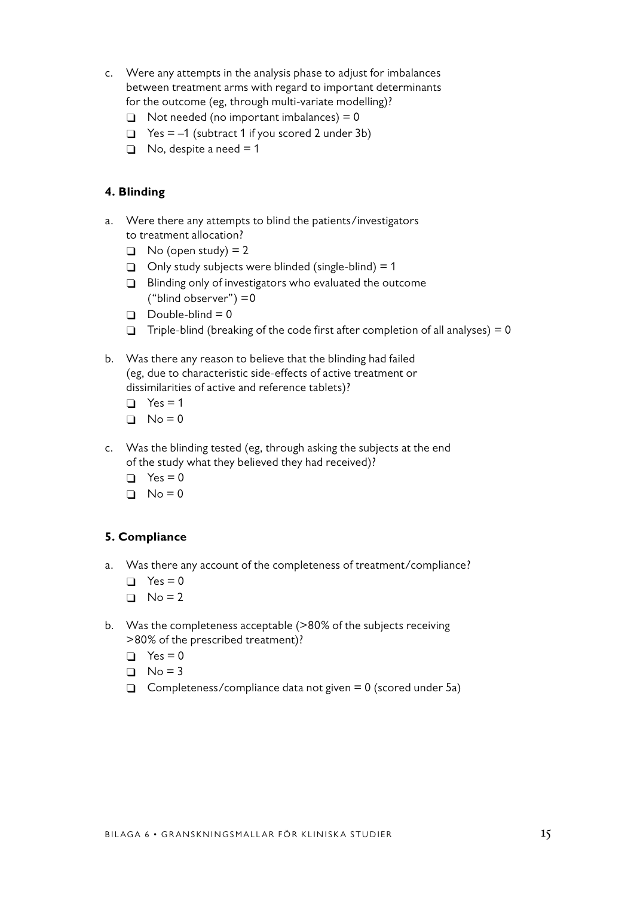c. Were any attempts in the analysis phase to adjust for imbalances between treatment arms with regard to important determinants for the outcome (eg, through multi-variate modelling)?
   - ❑ Not needed (no important imbalances) = 0
   - ❑ Yes = –1 (subtract 1 if you scored 2 under 3b)
   - ❑ No, despite a need = 1

#### 4. Blinding

a. Were there any attempts to blind the patients/investigators to treatment allocation?
   - ❑ No (open study) = 2
   - ❑ Only study subjects were blinded (single-blind) = 1
   - ❑ Blinding only of investigators who evaluated the outcome ("blind observer") =0
   - ❑ Double-blind = 0
   - ❑ Triple-blind (breaking of the code first after completion of all analyses) = 0

b. Was there any reason to believe that the blinding had failed (eg, due to characteristic side-effects of active treatment or dissimilarities of active and reference tablets)?
   - ❑ Yes = 1
   - ❑ No = 0

c. Was the blinding tested (eg, through asking the subjects at the end of the study what they believed they had received)?
   - ❑ Yes = 0
   - ❑ No = 0

#### 5. Compliance

a. Was there any account of the completeness of treatment/compliance?
   - ❑ Yes = 0
   - ❑ No = 2

b. Was the completeness acceptable (>80% of the subjects receiving >80% of the prescribed treatment)?
   - ❑ Yes = 0
   - ❑ No = 3
   - ❑ Completeness/compliance data not given = 0 (scored under 5a)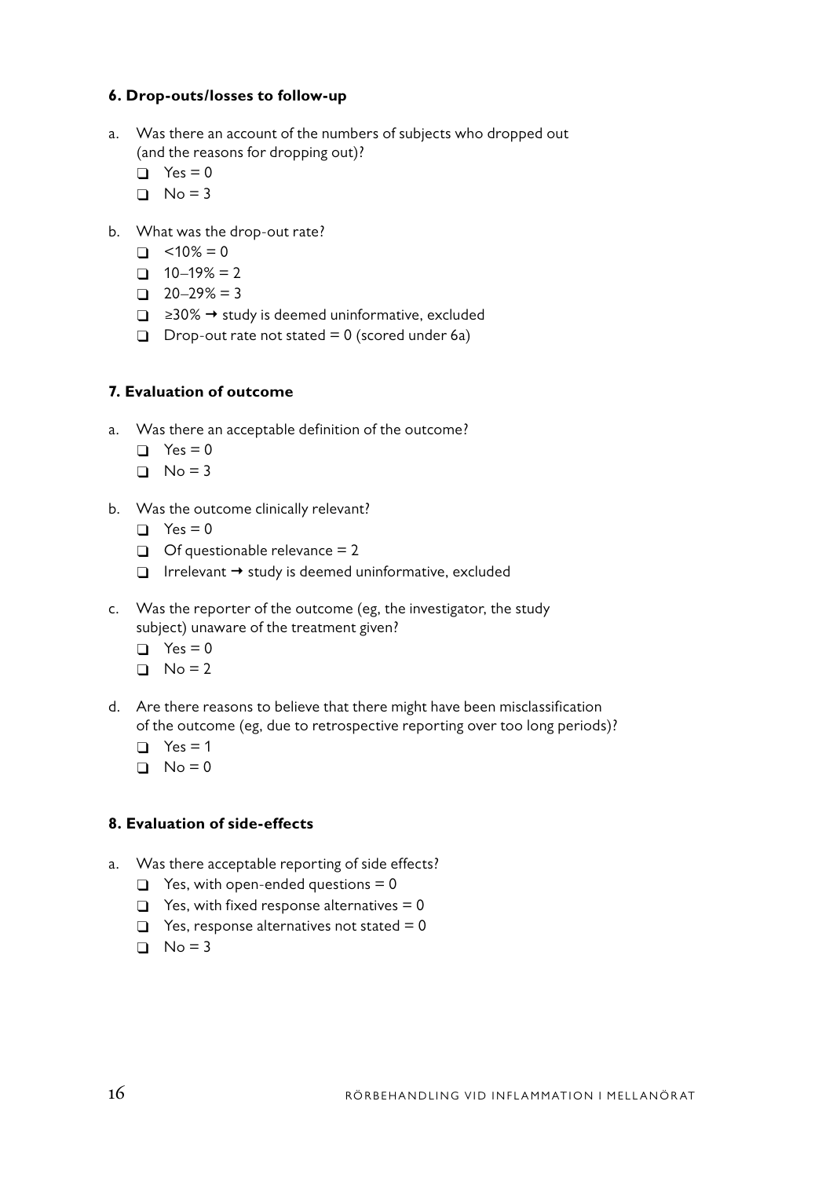**6. Drop-outs/losses to follow-up**

a. Was there an account of the numbers of subjects who dropped out (and the reasons for dropping out)?
   - ❑ Yes = 0
   - ❑ No = 3

b. What was the drop-out rate?
   - ❑ <10% = 0
   - ❑ 10–19% = 2
   - ❑ 20–29% = 3
   - ❑ ≥30% → study is deemed uninformative, excluded
   - ❑ Drop-out rate not stated = 0 (scored under 6a)

**7. Evaluation of outcome**

a. Was there an acceptable definition of the outcome?
   - ❑ Yes = 0
   - ❑ No = 3

b. Was the outcome clinically relevant?
   - ❑ Yes = 0
   - ❑ Of questionable relevance = 2
   - ❑ Irrelevant → study is deemed uninformative, excluded

c. Was the reporter of the outcome (eg, the investigator, the study subject) unaware of the treatment given?
   - ❑ Yes = 0
   - ❑ No = 2

d. Are there reasons to believe that there might have been misclassification of the outcome (eg, due to retrospective reporting over too long periods)?
   - ❑ Yes = 1
   - ❑ No = 0

**8. Evaluation of side-effects**

a. Was there acceptable reporting of side effects?
   - ❑ Yes, with open-ended questions = 0
   - ❑ Yes, with fixed response alternatives = 0
   - ❑ Yes, response alternatives not stated = 0
   - ❑ No = 3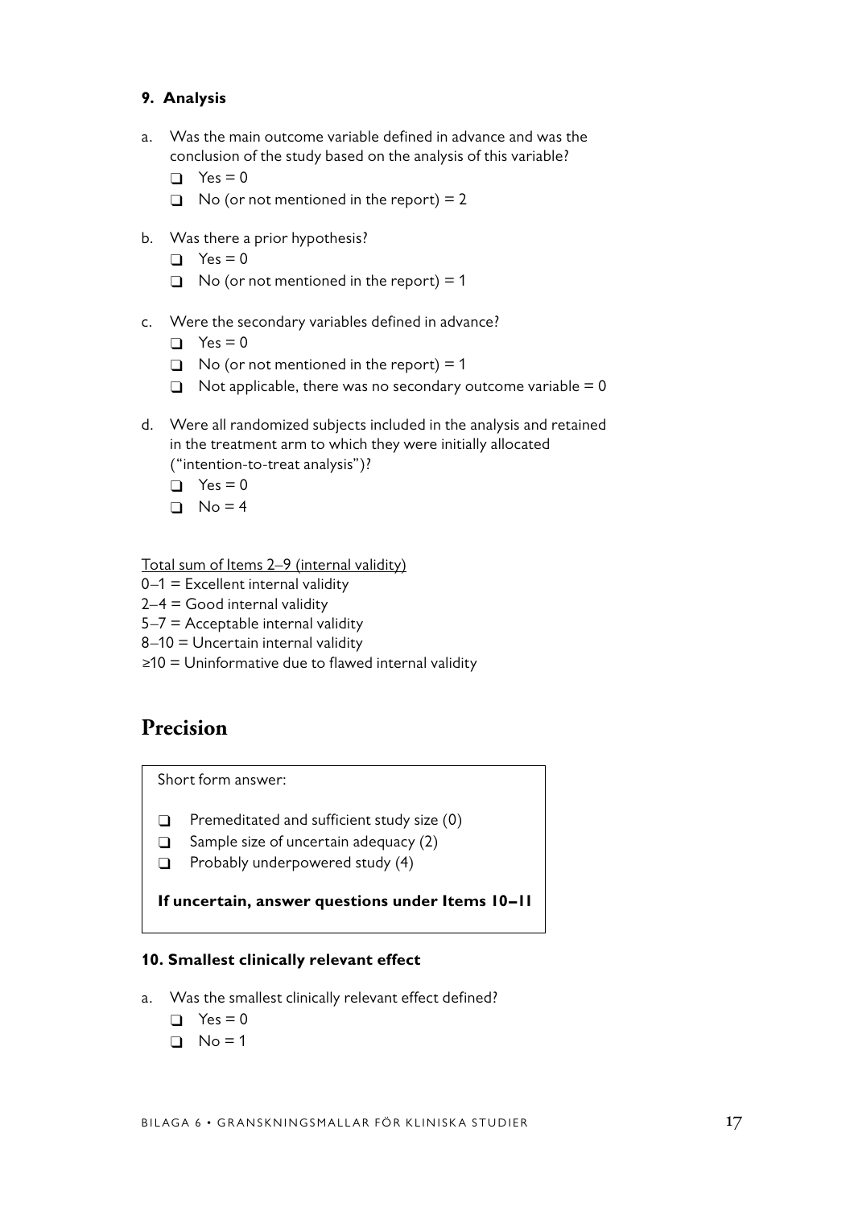### 9. Analysis

a. Was the main outcome variable defined in advance and was the conclusion of the study based on the analysis of this variable?
   - ❑ Yes = 0
   - ❑ No (or not mentioned in the report) = 2

b. Was there a prior hypothesis?
   - ❑ Yes = 0
   - ❑ No (or not mentioned in the report) = 1

c. Were the secondary variables defined in advance?
   - ❑ Yes = 0
   - ❑ No (or not mentioned in the report) = 1
   - ❑ Not applicable, there was no secondary outcome variable = 0

d. Were all randomized subjects included in the analysis and retained in the treatment arm to which they were initially allocated ("intention-to-treat analysis")?
   - ❑ Yes = 0
   - ❑ No = 4

Total sum of Items 2–9 (internal validity)

0–1 = Excellent internal validity
2–4 = Good internal validity
5–7 = Acceptable internal validity
8–10 = Uncertain internal validity
≥10 = Uninformative due to flawed internal validity

## Precision

Short form answer:

- ❑ Premeditated and sufficient study size (0)
- ❑ Sample size of uncertain adequacy (2)
- ❑ Probably underpowered study (4)

**If uncertain, answer questions under Items 10–11**

### 10. Smallest clinically relevant effect

a. Was the smallest clinically relevant effect defined?
   - ❑ Yes = 0
   - ❑ No = 1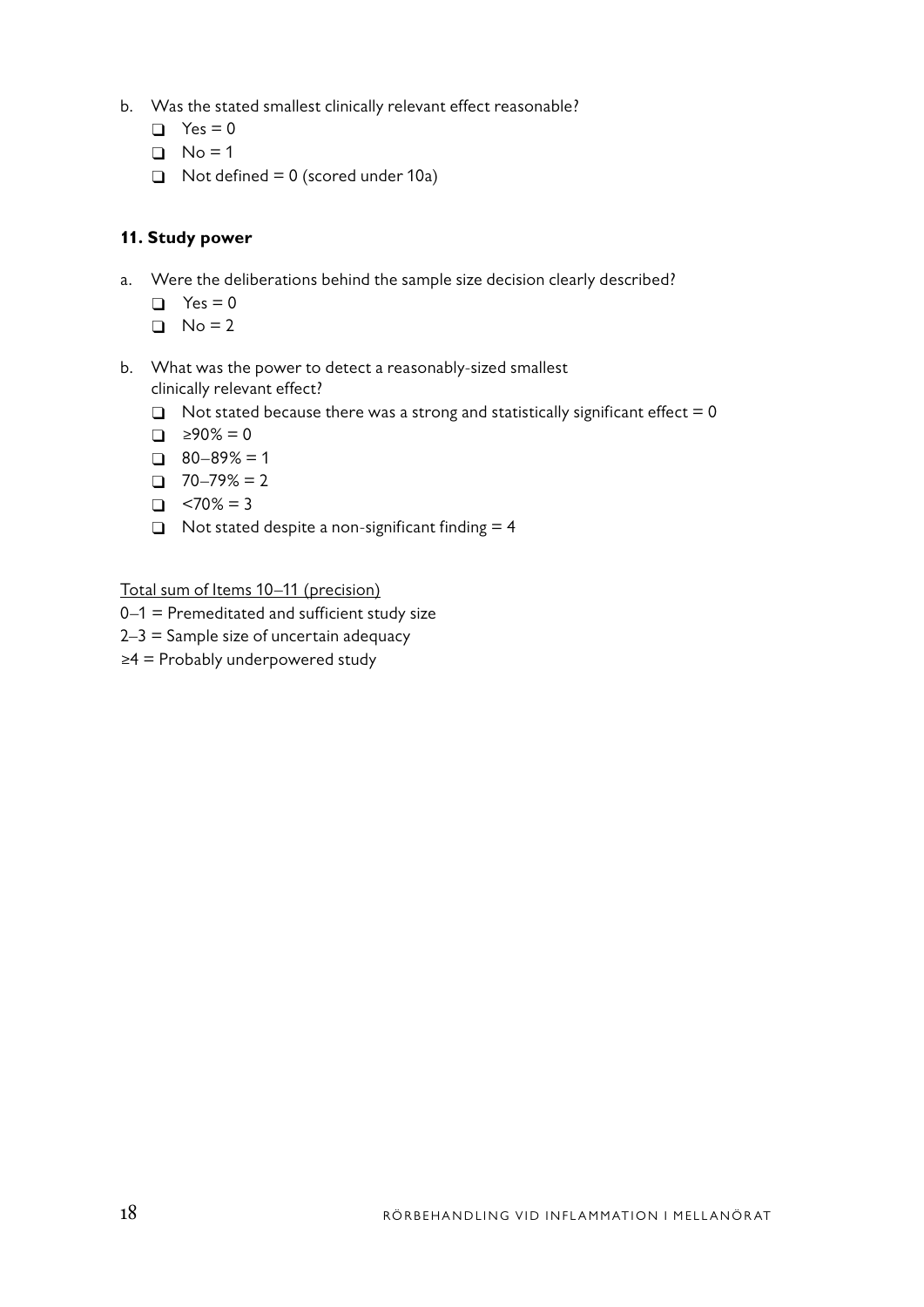b. Was the stated smallest clinically relevant effect reasonable?
   - ❑ Yes = 0
   - ❑ No = 1
   - ❑ Not defined = 0 (scored under 10a)

**11. Study power**

a. Were the deliberations behind the sample size decision clearly described?
   - ❑ Yes = 0
   - ❑ No = 2

b. What was the power to detect a reasonably-sized smallest clinically relevant effect?
   - ❑ Not stated because there was a strong and statistically significant effect = 0
   - ❑ ≥90% = 0
   - ❑ 80–89% = 1
   - ❑ 70–79% = 2
   - ❑ <70% = 3
   - ❑ Not stated despite a non-significant finding = 4

<u>Total sum of Items 10–11 (precision)</u>

0–1 = Premeditated and sufficient study size

2–3 = Sample size of uncertain adequacy

≥4 = Probably underpowered study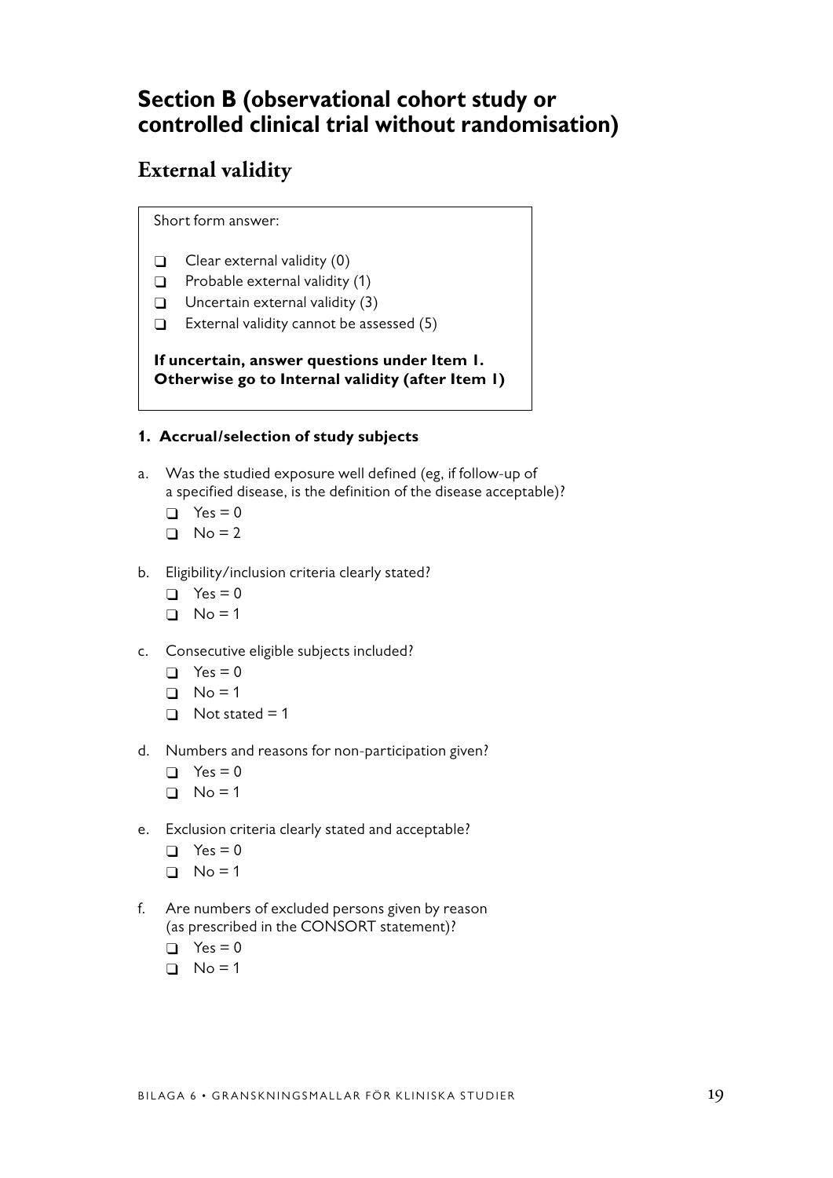# Section B (observational cohort study or controlled clinical trial without randomisation)

## External validity

Short form answer:

- ❑ Clear external validity (0)
- ❑ Probable external validity (1)
- ❑ Uncertain external validity (3)
- ❑ External validity cannot be assessed (5)

**If uncertain, answer questions under Item 1. Otherwise go to Internal validity (after Item 1)**

#### 1. Accrual/selection of study subjects

a. Was the studied exposure well defined (eg, if follow-up of a specified disease, is the definition of the disease acceptable)?
- ❑ Yes = 0
- ❑ No = 2

b. Eligibility/inclusion criteria clearly stated?
- ❑ Yes = 0
- ❑ No = 1

c. Consecutive eligible subjects included?
- ❑ Yes = 0
- ❑ No = 1
- ❑ Not stated = 1

d. Numbers and reasons for non-participation given?
- ❑ Yes = 0
- ❑ No = 1

e. Exclusion criteria clearly stated and acceptable?
- ❑ Yes = 0
- ❑ No = 1

f. Are numbers of excluded persons given by reason (as prescribed in the CONSORT statement)?
- ❑ Yes = 0
- ❑ No = 1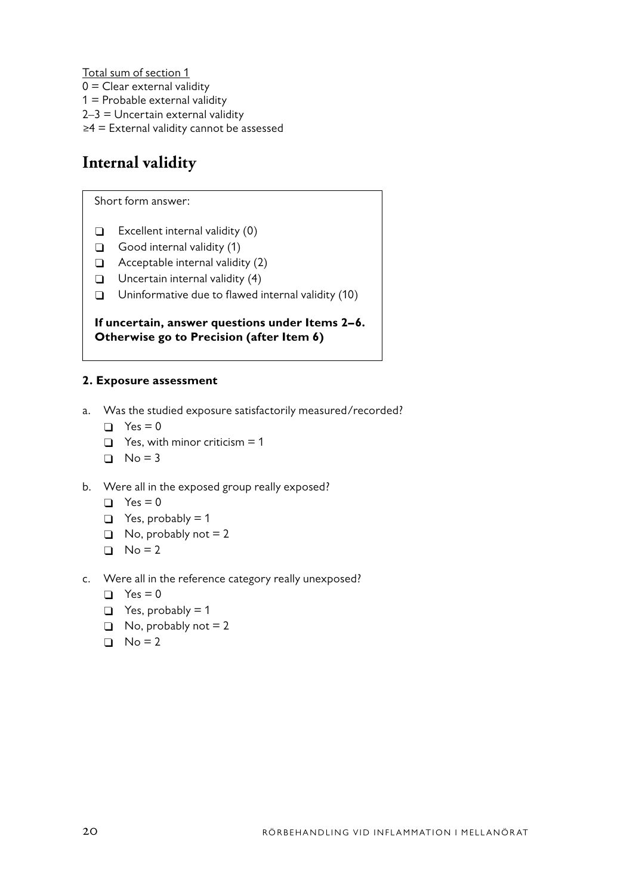<u>Total sum of section 1</u>

0 = Clear external validity
1 = Probable external validity
2–3 = Uncertain external validity
≥4 = External validity cannot be assessed

## Internal validity

Short form answer:

- ❑ Excellent internal validity (0)
- ❑ Good internal validity (1)
- ❑ Acceptable internal validity (2)
- ❑ Uncertain internal validity (4)
- ❑ Uninformative due to flawed internal validity (10)

**If uncertain, answer questions under Items 2–6. Otherwise go to Precision (after Item 6)**

**2. Exposure assessment**

a. Was the studied exposure satisfactorily measured/recorded?
   - ❑ Yes = 0
   - ❑ Yes, with minor criticism = 1
   - ❑ No = 3

b. Were all in the exposed group really exposed?
   - ❑ Yes = 0
   - ❑ Yes, probably = 1
   - ❑ No, probably not = 2
   - ❑ No = 2

c. Were all in the reference category really unexposed?
   - ❑ Yes = 0
   - ❑ Yes, probably = 1
   - ❑ No, probably not = 2
   - ❑ No = 2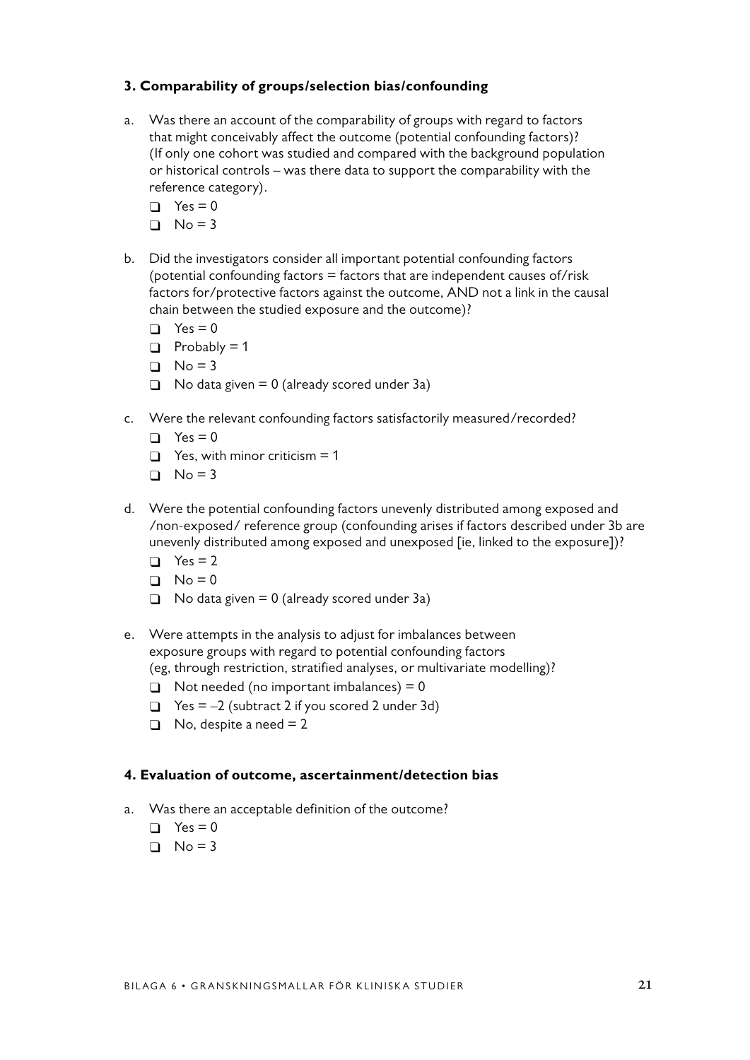### 3. Comparability of groups/selection bias/confounding

a. Was there an account of the comparability of groups with regard to factors that might conceivably affect the outcome (potential confounding factors)? (If only one cohort was studied and compared with the background population or historical controls – was there data to support the comparability with the reference category).

- ❑ Yes = 0
- ❑ No = 3

b. Did the investigators consider all important potential confounding factors (potential confounding factors = factors that are independent causes of/risk factors for/protective factors against the outcome, AND not a link in the causal chain between the studied exposure and the outcome)?

- ❑ Yes = 0
- ❑ Probably = 1
- ❑ No = 3
- ❑ No data given = 0 (already scored under 3a)

c. Were the relevant confounding factors satisfactorily measured/recorded?

- ❑ Yes = 0
- ❑ Yes, with minor criticism = 1
- ❑ No = 3

d. Were the potential confounding factors unevenly distributed among exposed and /non-exposed/ reference group (confounding arises if factors described under 3b are unevenly distributed among exposed and unexposed [ie, linked to the exposure])?

- ❑ Yes = 2
- ❑ No = 0
- ❑ No data given = 0 (already scored under 3a)

e. Were attempts in the analysis to adjust for imbalances between exposure groups with regard to potential confounding factors (eg, through restriction, stratified analyses, or multivariate modelling)?

- ❑ Not needed (no important imbalances) = 0
- ❑ Yes = –2 (subtract 2 if you scored 2 under 3d)
- ❑ No, despite a need = 2

### 4. Evaluation of outcome, ascertainment/detection bias

a. Was there an acceptable definition of the outcome?

- ❑ Yes = 0
- ❑ No = 3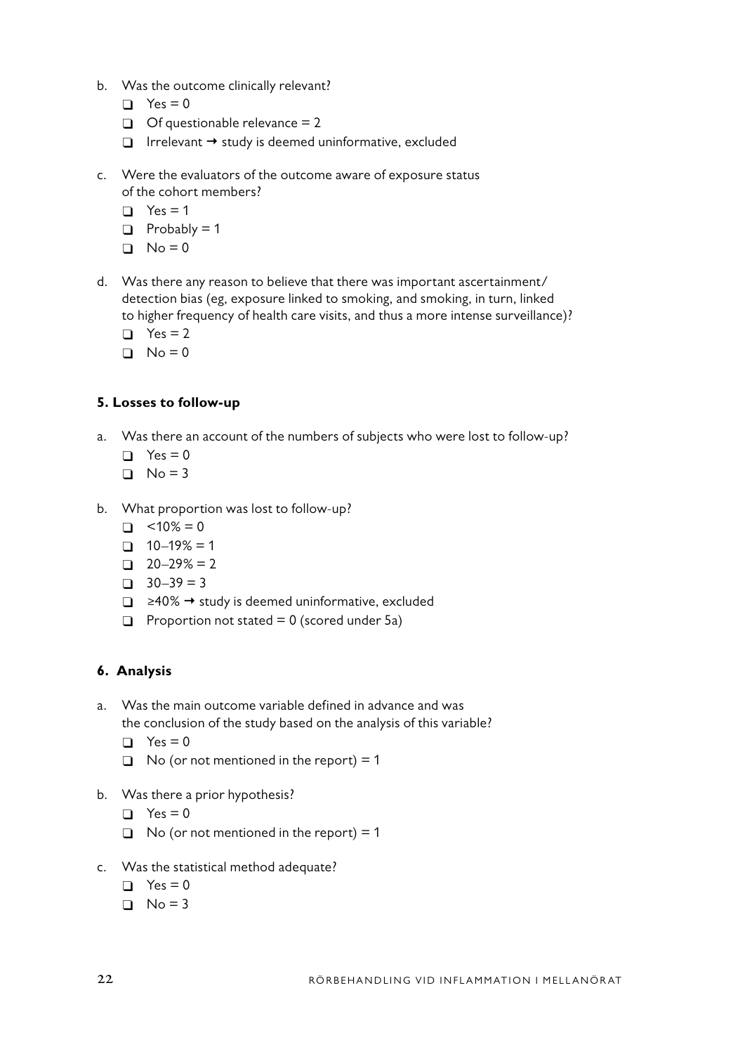b. Was the outcome clinically relevant?
   - ❑ Yes = 0
   - ❑ Of questionable relevance = 2
   - ❑ Irrelevant → study is deemed uninformative, excluded

c. Were the evaluators of the outcome aware of exposure status of the cohort members?
   - ❑ Yes = 1
   - ❑ Probably = 1
   - ❑ No = 0

d. Was there any reason to believe that there was important ascertainment/ detection bias (eg, exposure linked to smoking, and smoking, in turn, linked to higher frequency of health care visits, and thus a more intense surveillance)?
   - ❑ Yes = 2
   - ❑ No = 0

**5. Losses to follow-up**

a. Was there an account of the numbers of subjects who were lost to follow-up?
   - ❑ Yes = 0
   - ❑ No = 3

b. What proportion was lost to follow-up?
   - ❑ <10% = 0
   - ❑ 10–19% = 1
   - ❑ 20–29% = 2
   - ❑ 30–39 = 3
   - ❑ ≥40% → study is deemed uninformative, excluded
   - ❑ Proportion not stated = 0 (scored under 5a)

**6. Analysis**

a. Was the main outcome variable defined in advance and was the conclusion of the study based on the analysis of this variable?
   - ❑ Yes = 0
   - ❑ No (or not mentioned in the report) = 1

b. Was there a prior hypothesis?
   - ❑ Yes = 0
   - ❑ No (or not mentioned in the report) = 1

c. Was the statistical method adequate?
   - ❑ Yes = 0
   - ❑ No = 3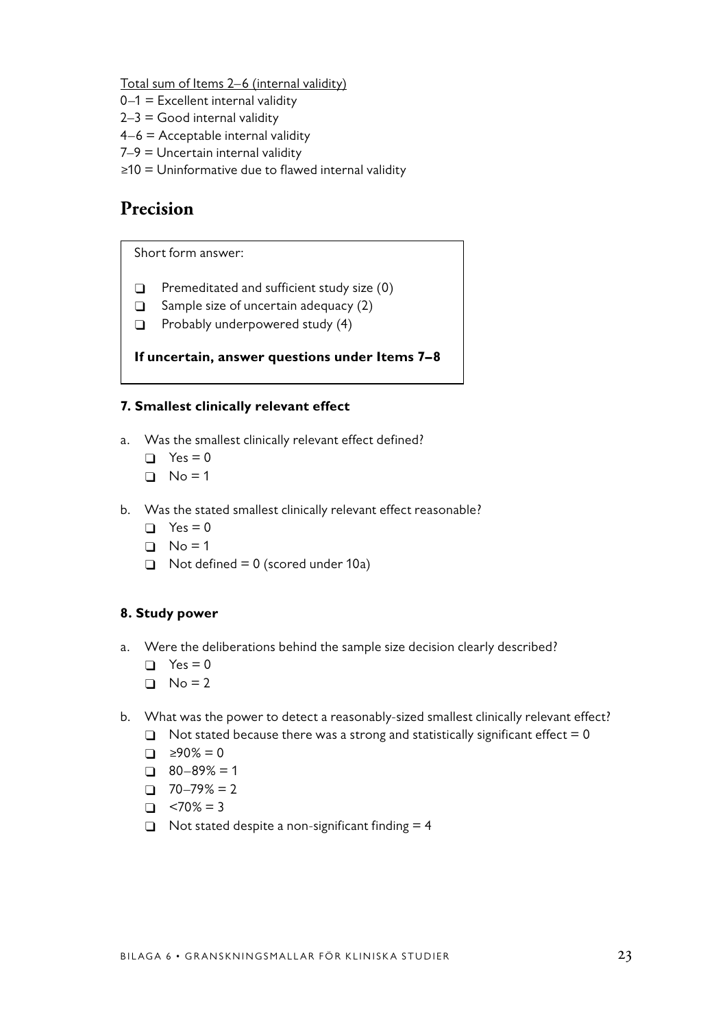Total sum of Items 2–6 (internal validity)
0–1 = Excellent internal validity
2–3 = Good internal validity
4–6 = Acceptable internal validity
7–9 = Uncertain internal validity
≥10 = Uninformative due to flawed internal validity

## Precision

Short form answer:

- ❑ Premeditated and sufficient study size (0)
- ❑ Sample size of uncertain adequacy (2)
- ❑ Probably underpowered study (4)

**If uncertain, answer questions under Items 7–8**

**7. Smallest clinically relevant effect**

a. Was the smallest clinically relevant effect defined?
   - ❑ Yes = 0
   - ❑ No = 1

b. Was the stated smallest clinically relevant effect reasonable?
   - ❑ Yes = 0
   - ❑ No = 1
   - ❑ Not defined = 0 (scored under 10a)

**8. Study power**

a. Were the deliberations behind the sample size decision clearly described?
   - ❑ Yes = 0
   - ❑ No = 2

b. What was the power to detect a reasonably-sized smallest clinically relevant effect?
   - ❑ Not stated because there was a strong and statistically significant effect = 0
   - ❑ ≥90% = 0
   - ❑ 80–89% = 1
   - ❑ 70–79% = 2
   - ❑ <70% = 3
   - ❑ Not stated despite a non-significant finding = 4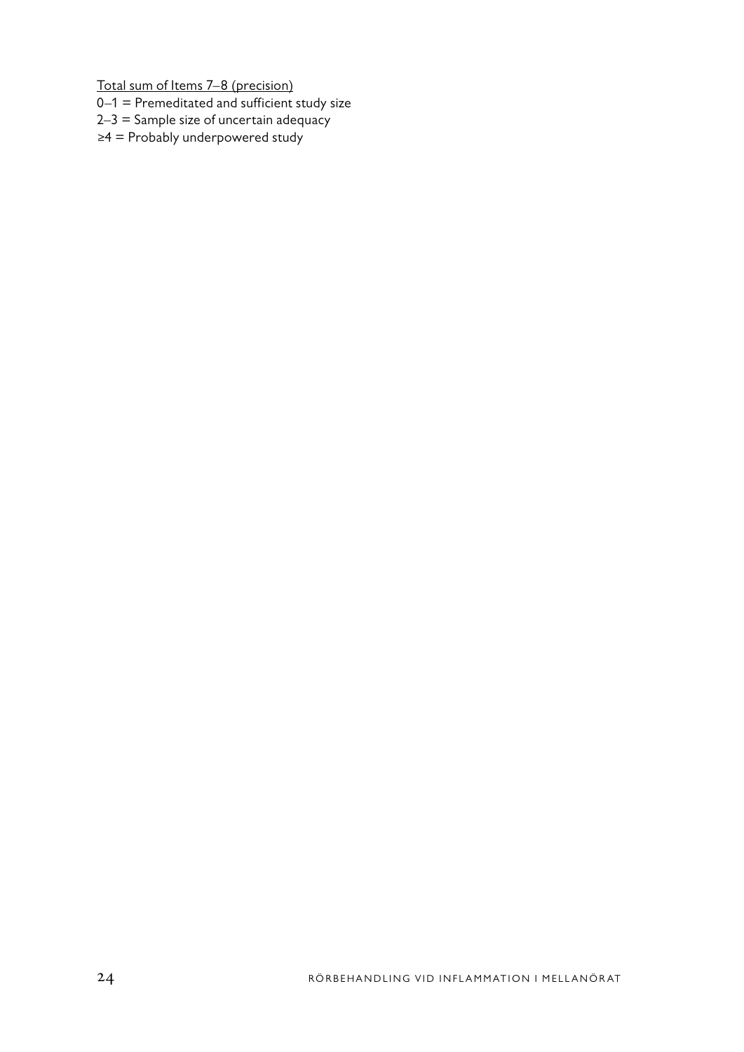<u>Total sum of Items 7–8 (precision)</u>

0–1 = Premeditated and sufficient study size
2–3 = Sample size of uncertain adequacy
≥4 = Probably underpowered study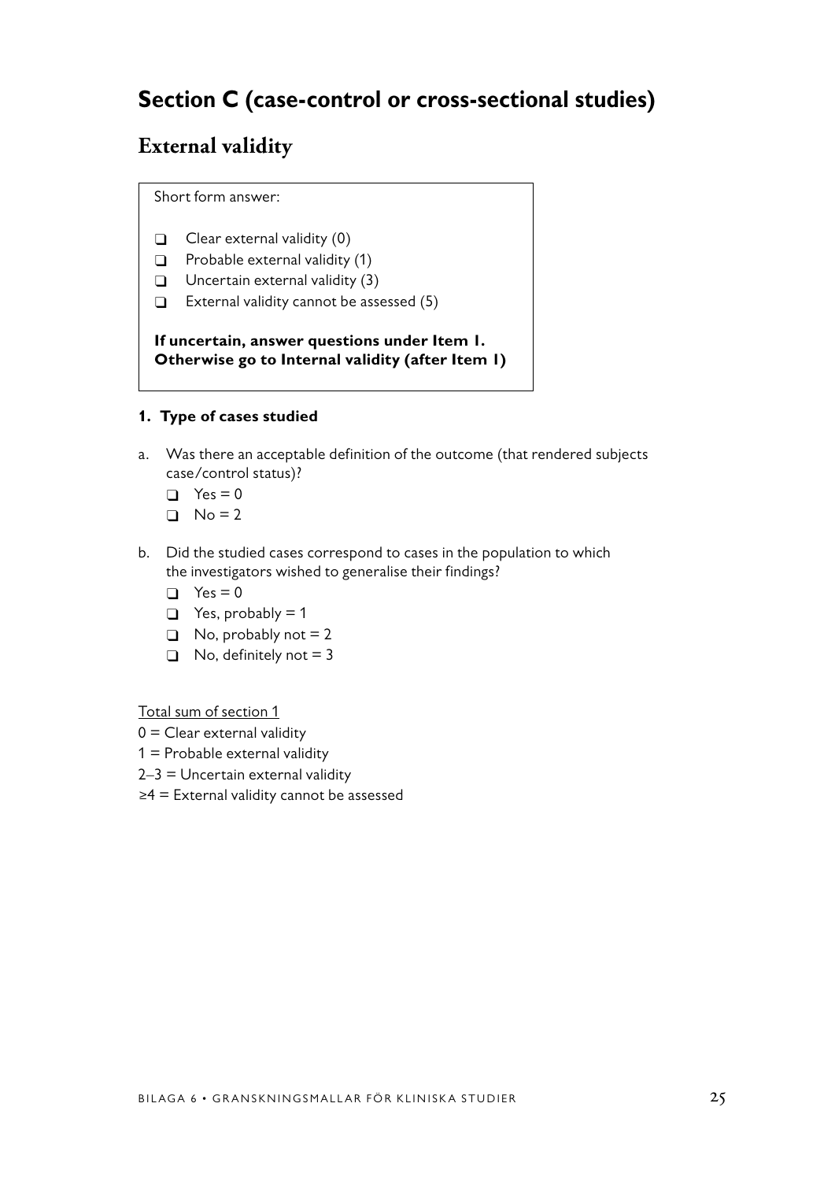# Section C (case-control or cross-sectional studies)

## External validity

Short form answer:

- ❑ Clear external validity (0)
- ❑ Probable external validity (1)
- ❑ Uncertain external validity (3)
- ❑ External validity cannot be assessed (5)

**If uncertain, answer questions under Item 1. Otherwise go to Internal validity (after Item 1)**

**1. Type of cases studied**

a. Was there an acceptable definition of the outcome (that rendered subjects case/control status)?
   - ❑ Yes = 0
   - ❑ No = 2

b. Did the studied cases correspond to cases in the population to which the investigators wished to generalise their findings?
   - ❑ Yes = 0
   - ❑ Yes, probably = 1
   - ❑ No, probably not = 2
   - ❑ No, definitely not = 3

<u>Total sum of section 1</u>

0 = Clear external validity
1 = Probable external validity
2–3 = Uncertain external validity
≥4 = External validity cannot be assessed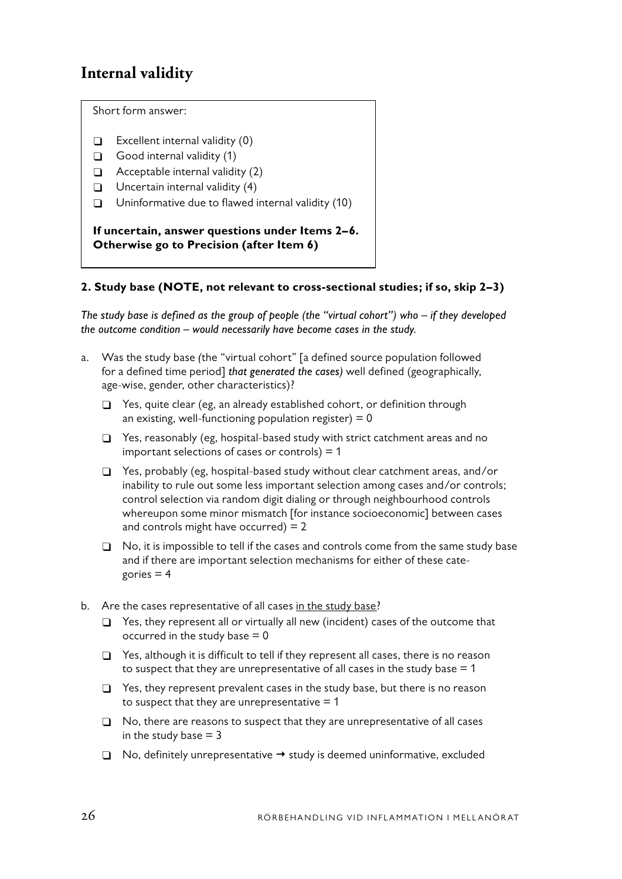## Internal validity

Short form answer:

- ❑ Excellent internal validity (0)
- ❑ Good internal validity (1)
- ❑ Acceptable internal validity (2)
- ❑ Uncertain internal validity (4)
- ❑ Uninformative due to flawed internal validity (10)

**If uncertain, answer questions under Items 2–6. Otherwise go to Precision (after Item 6)**

### 2. Study base (NOTE, not relevant to cross-sectional studies; if so, skip 2–3)

*The study base is defined as the group of people (the "virtual cohort") who – if they developed the outcome condition – would necessarily have become cases in the study.*

a. Was the study base (the "virtual cohort" [a defined source population followed for a defined time period] *that generated the cases)* well defined (geographically, age-wise, gender, other characteristics)?

- ❑ Yes, quite clear (eg, an already established cohort, or definition through an existing, well-functioning population register) = 0
- ❑ Yes, reasonably (eg, hospital-based study with strict catchment areas and no important selections of cases or controls) = 1
- ❑ Yes, probably (eg, hospital-based study without clear catchment areas, and/or inability to rule out some less important selection among cases and/or controls; control selection via random digit dialing or through neighbourhood controls whereupon some minor mismatch [for instance socioeconomic] between cases and controls might have occurred) = 2
- ❑ No, it is impossible to tell if the cases and controls come from the same study base and if there are important selection mechanisms for either of these categories = 4

b. Are the cases representative of all cases <u>in the study base</u>?

- ❑ Yes, they represent all or virtually all new (incident) cases of the outcome that occurred in the study base = 0
- ❑ Yes, although it is difficult to tell if they represent all cases, there is no reason to suspect that they are unrepresentative of all cases in the study base = 1
- ❑ Yes, they represent prevalent cases in the study base, but there is no reason to suspect that they are unrepresentative = 1
- ❑ No, there are reasons to suspect that they are unrepresentative of all cases in the study base = 3
- ❑ No, definitely unrepresentative → study is deemed uninformative, excluded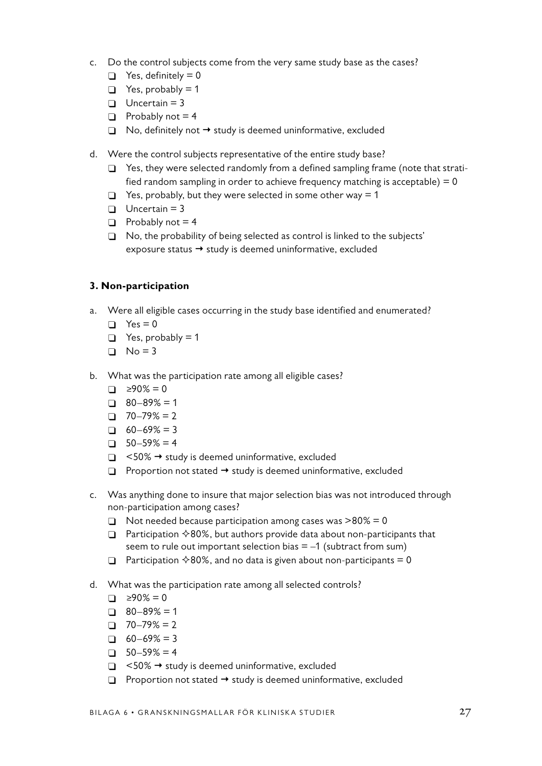c. Do the control subjects come from the very same study base as the cases?
   - ❑ Yes, definitely = 0
   - ❑ Yes, probably = 1
   - ❑ Uncertain = 3
   - ❑ Probably not = 4
   - ❑ No, definitely not → study is deemed uninformative, excluded

d. Were the control subjects representative of the entire study base?
   - ❑ Yes, they were selected randomly from a defined sampling frame (note that stratified random sampling in order to achieve frequency matching is acceptable) = 0
   - ❑ Yes, probably, but they were selected in some other way = 1
   - ❑ Uncertain = 3
   - ❑ Probably not = 4
   - ❑ No, the probability of being selected as control is linked to the subjects' exposure status → study is deemed uninformative, excluded

**3. Non-participation**

a. Were all eligible cases occurring in the study base identified and enumerated?
   - ❑ Yes = 0
   - ❑ Yes, probably = 1
   - ❑ No = 3

b. What was the participation rate among all eligible cases?
   - ❑ ≥90% = 0
   - ❑ 80–89% = 1
   - ❑ 70–79% = 2
   - ❑ 60–69% = 3
   - ❑ 50–59% = 4
   - ❑ <50% → study is deemed uninformative, excluded
   - ❑ Proportion not stated → study is deemed uninformative, excluded

c. Was anything done to insure that major selection bias was not introduced through non-participation among cases?
   - ❑ Not needed because participation among cases was >80% = 0
   - ❑ Participation ✧80%, but authors provide data about non-participants that seem to rule out important selection bias = –1 (subtract from sum)
   - ❑ Participation ✧80%, and no data is given about non-participants = 0

d. What was the participation rate among all selected controls?
   - ❑ ≥90% = 0
   - ❑ 80–89% = 1
   - ❑ 70–79% = 2
   - ❑ 60–69% = 3
   - ❑ 50–59% = 4
   - ❑ <50% → study is deemed uninformative, excluded
   - ❑ Proportion not stated → study is deemed uninformative, excluded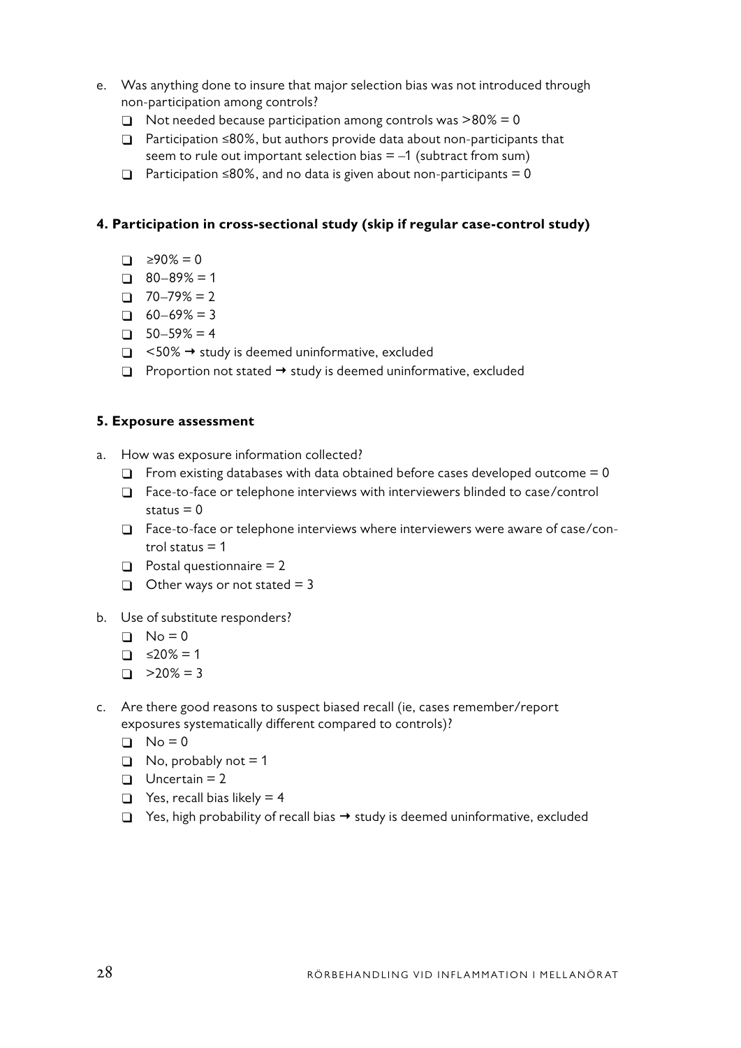e. Was anything done to insure that major selection bias was not introduced through non-participation among controls?
   - ❑ Not needed because participation among controls was >80% = 0
   - ❑ Participation ≤80%, but authors provide data about non-participants that seem to rule out important selection bias = –1 (subtract from sum)
   - ❑ Participation ≤80%, and no data is given about non-participants = 0

**4. Participation in cross-sectional study (skip if regular case-control study)**

- ❑ ≥90% = 0
- ❑ 80–89% = 1
- ❑ 70–79% = 2
- ❑ 60–69% = 3
- ❑ 50–59% = 4
- ❑ <50% → study is deemed uninformative, excluded
- ❑ Proportion not stated → study is deemed uninformative, excluded

**5. Exposure assessment**

a. How was exposure information collected?
   - ❑ From existing databases with data obtained before cases developed outcome = 0
   - ❑ Face-to-face or telephone interviews with interviewers blinded to case/control status = 0
   - ❑ Face-to-face or telephone interviews where interviewers were aware of case/control status = 1
   - ❑ Postal questionnaire = 2
   - ❑ Other ways or not stated = 3

b. Use of substitute responders?
   - ❑ No = 0
   - ❑ ≤20% = 1
   - ❑ >20% = 3

c. Are there good reasons to suspect biased recall (ie, cases remember/report exposures systematically different compared to controls)?
   - ❑ No = 0
   - ❑ No, probably not = 1
   - ❑ Uncertain = 2
   - ❑ Yes, recall bias likely = 4
   - ❑ Yes, high probability of recall bias → study is deemed uninformative, excluded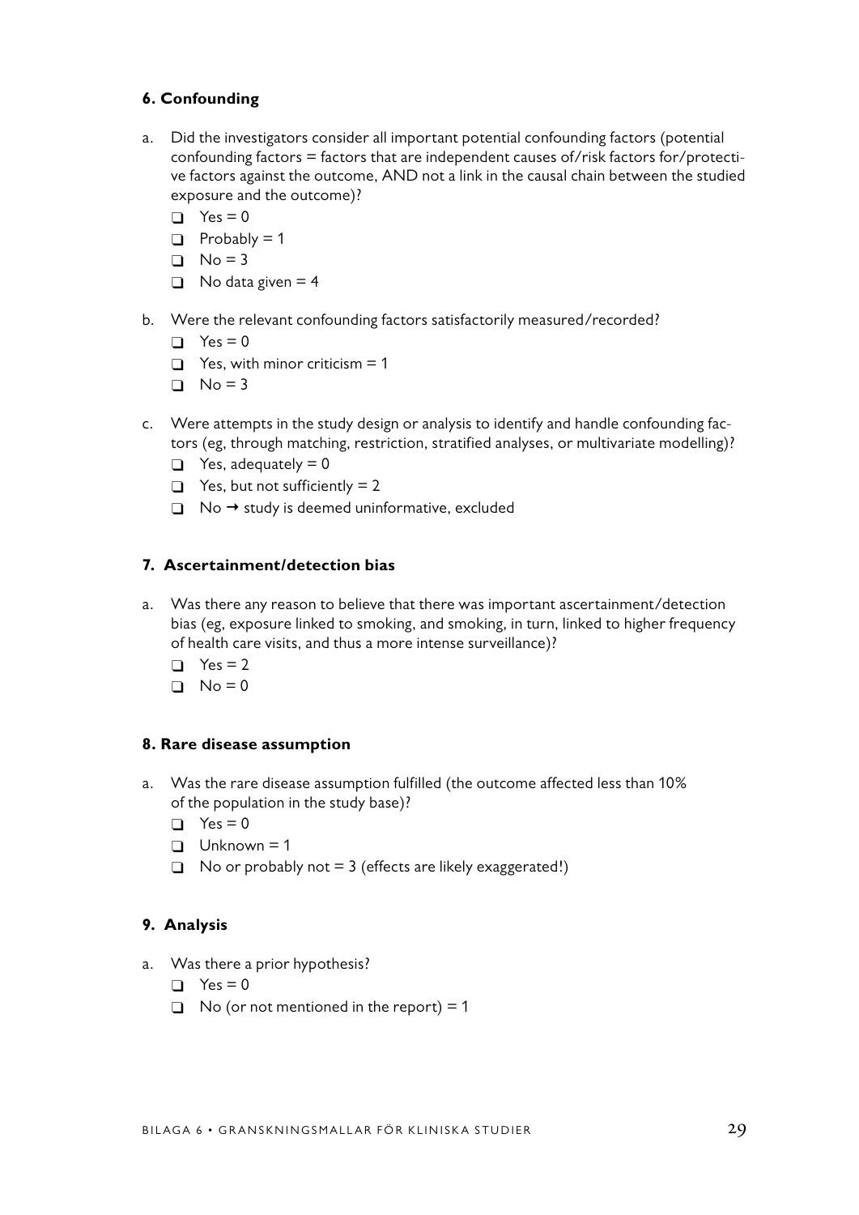#### 6. Confounding

a. Did the investigators consider all important potential confounding factors (potential confounding factors = factors that are independent causes of/risk factors for/protective factors against the outcome, AND not a link in the causal chain between the studied exposure and the outcome)?
   - ❑ Yes = 0
   - ❑ Probably = 1
   - ❑ No = 3
   - ❑ No data given = 4

b. Were the relevant confounding factors satisfactorily measured/recorded?
   - ❑ Yes = 0
   - ❑ Yes, with minor criticism = 1
   - ❑ No = 3

c. Were attempts in the study design or analysis to identify and handle confounding factors (eg, through matching, restriction, stratified analyses, or multivariate modelling)?
   - ❑ Yes, adequately = 0
   - ❑ Yes, but not sufficiently = 2
   - ❑ No → study is deemed uninformative, excluded

#### 7. Ascertainment/detection bias

a. Was there any reason to believe that there was important ascertainment/detection bias (eg, exposure linked to smoking, and smoking, in turn, linked to higher frequency of health care visits, and thus a more intense surveillance)?
   - ❑ Yes = 2
   - ❑ No = 0

#### 8. Rare disease assumption

a. Was the rare disease assumption fulfilled (the outcome affected less than 10% of the population in the study base)?
   - ❑ Yes = 0
   - ❑ Unknown = 1
   - ❑ No or probably not = 3 (effects are likely exaggerated!)

#### 9. Analysis

a. Was there a prior hypothesis?
   - ❑ Yes = 0
   - ❑ No (or not mentioned in the report) = 1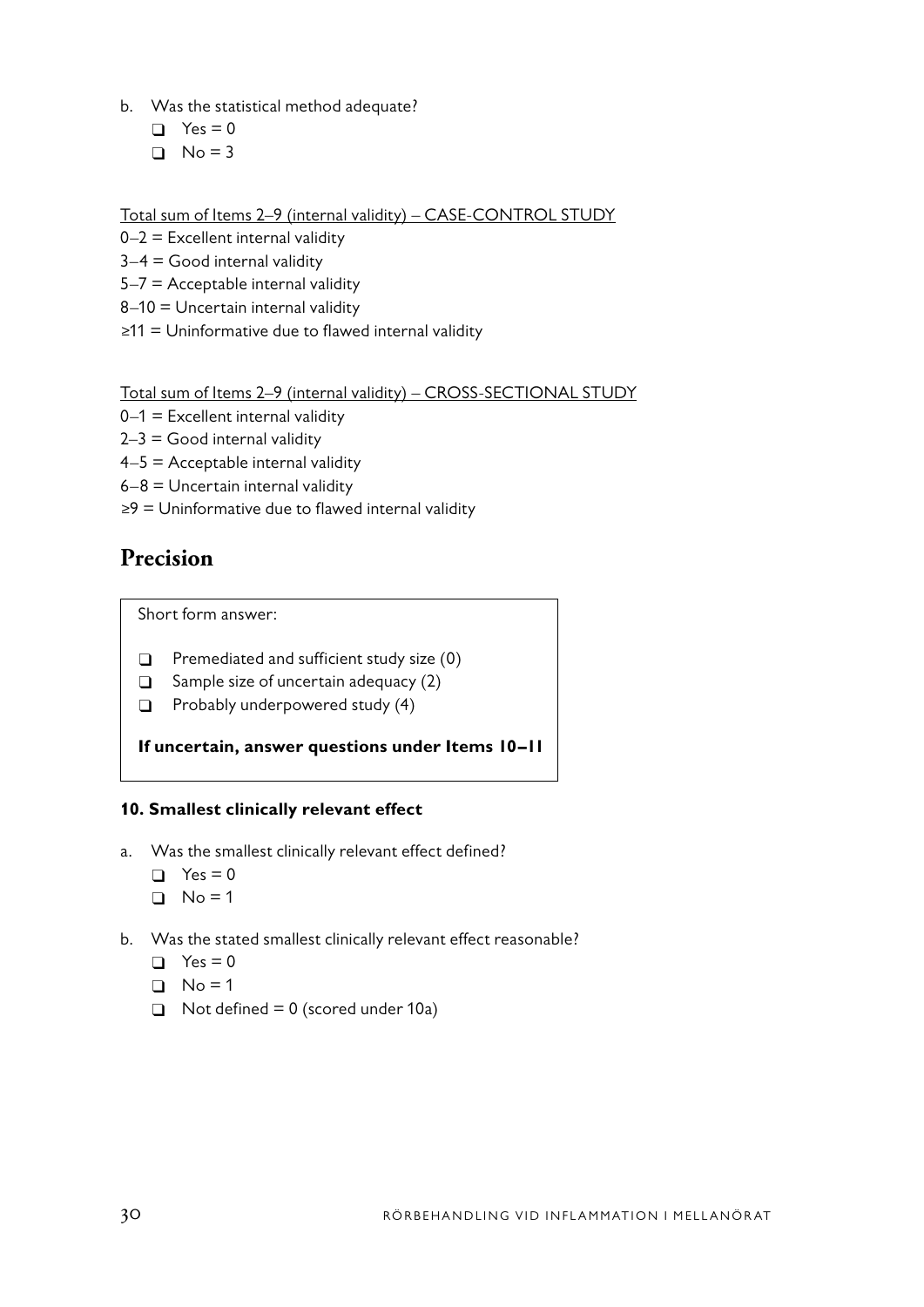b. Was the statistical method adequate?
   - ❑ Yes = 0
   - ❑ No = 3

Total sum of Items 2–9 (internal validity) – CASE-CONTROL STUDY

0–2 = Excellent internal validity
3–4 = Good internal validity
5–7 = Acceptable internal validity
8–10 = Uncertain internal validity
≥11 = Uninformative due to flawed internal validity

Total sum of Items 2–9 (internal validity) – CROSS-SECTIONAL STUDY

0–1 = Excellent internal validity
2–3 = Good internal validity
4–5 = Acceptable internal validity
6–8 = Uncertain internal validity
≥9 = Uninformative due to flawed internal validity

## Precision

Short form answer:

- ❑ Premediated and sufficient study size (0)
- ❑ Sample size of uncertain adequacy (2)
- ❑ Probably underpowered study (4)

**If uncertain, answer questions under Items 10–11**

**10. Smallest clinically relevant effect**

a. Was the smallest clinically relevant effect defined?
   - ❑ Yes = 0
   - ❑ No = 1

b. Was the stated smallest clinically relevant effect reasonable?
   - ❑ Yes = 0
   - ❑ No = 1
   - ❑ Not defined = 0 (scored under 10a)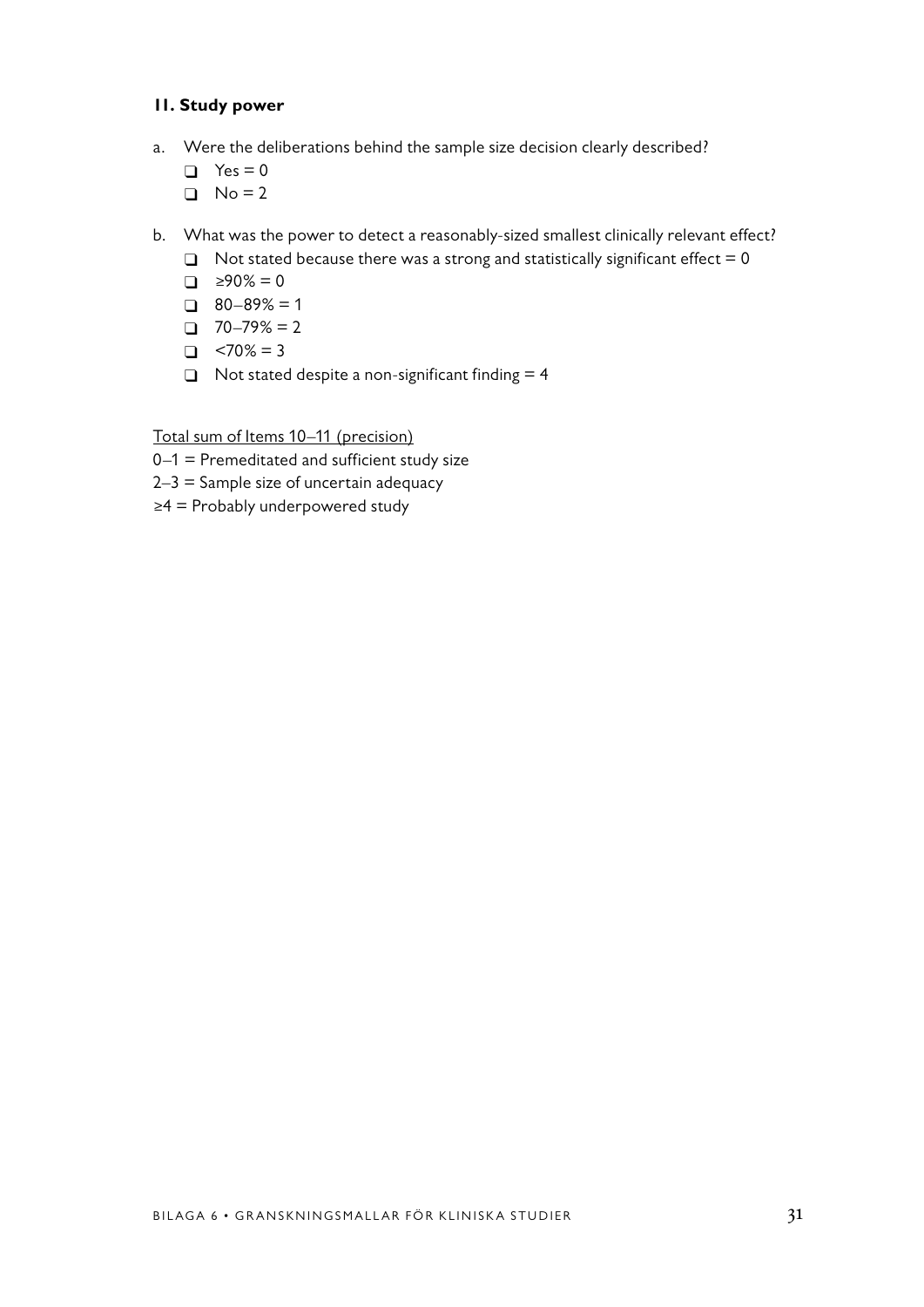### 11. Study power

a. Were the deliberations behind the sample size decision clearly described?
   - ❑ Yes = 0
   - ❑ No = 2

b. What was the power to detect a reasonably-sized smallest clinically relevant effect?
   - ❑ Not stated because there was a strong and statistically significant effect = 0
   - ❑ ≥90% = 0
   - ❑ 80–89% = 1
   - ❑ 70–79% = 2
   - ❑ <70% = 3
   - ❑ Not stated despite a non-significant finding = 4

<u>Total sum of Items 10–11 (precision)</u>

0–1 = Premeditated and sufficient study size

2–3 = Sample size of uncertain adequacy

≥4 = Probably underpowered study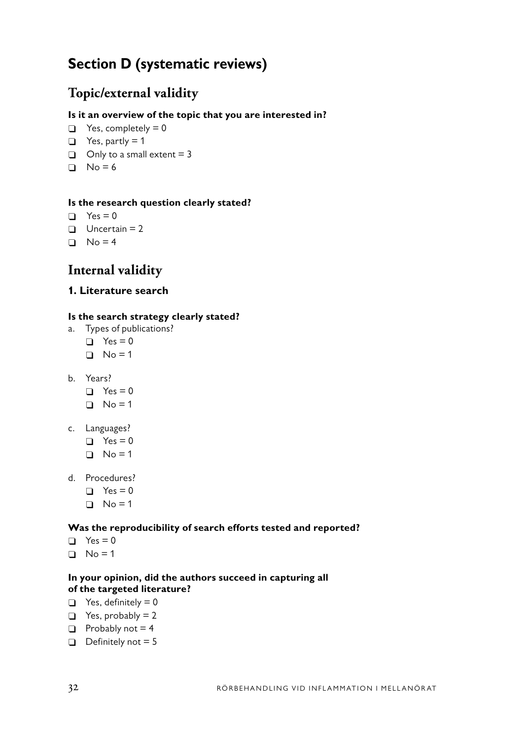# Section D (systematic reviews)

## Topic/external validity

**Is it an overview of the topic that you are interested in?**

- ❑ Yes, completely = 0
- ❑ Yes, partly = 1
- ❑ Only to a small extent = 3
- ❑ No = 6

**Is the research question clearly stated?**

- ❑ Yes = 0
- ❑ Uncertain = 2
- ❑ No = 4

## Internal validity

### 1. Literature search

**Is the search strategy clearly stated?**

a. Types of publications?
   - ❑ Yes = 0
   - ❑ No = 1

b. Years?
   - ❑ Yes = 0
   - ❑ No = 1

c. Languages?
   - ❑ Yes = 0
   - ❑ No = 1

d. Procedures?
   - ❑ Yes = 0
   - ❑ No = 1

**Was the reproducibility of search efforts tested and reported?**

- ❑ Yes = 0
- ❑ No = 1

**In your opinion, did the authors succeed in capturing all of the targeted literature?**

- ❑ Yes, definitely = 0
- ❑ Yes, probably = 2
- ❑ Probably not = 4
- ❑ Definitely not = 5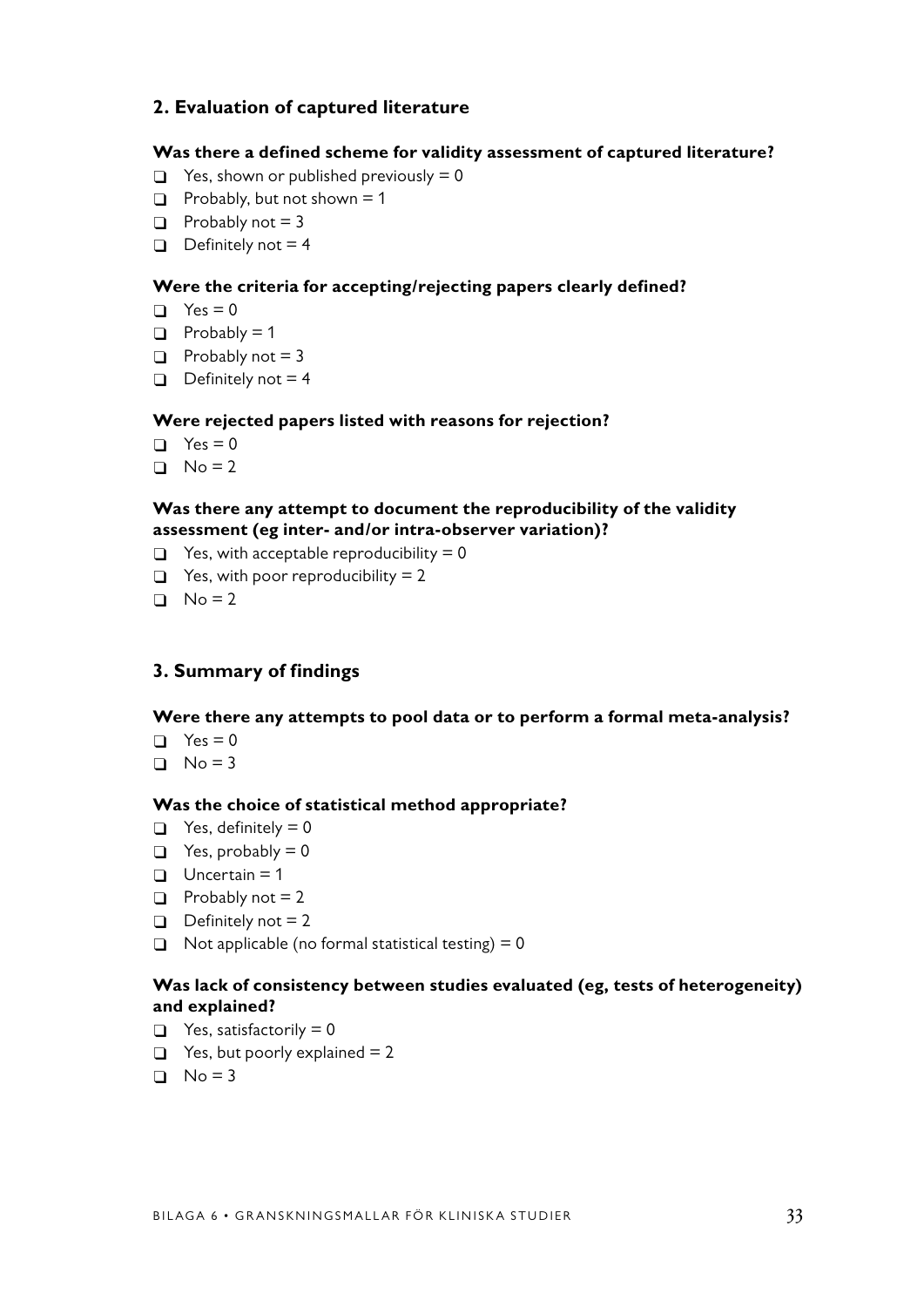## 2. Evaluation of captured literature

**Was there a defined scheme for validity assessment of captured literature?**

- ❑ Yes, shown or published previously = 0
- ❑ Probably, but not shown = 1
- ❑ Probably not = 3
- ❑ Definitely not = 4

**Were the criteria for accepting/rejecting papers clearly defined?**

- ❑ Yes = 0
- ❑ Probably = 1
- ❑ Probably not = 3
- ❑ Definitely not = 4

**Were rejected papers listed with reasons for rejection?**

- ❑ Yes = 0
- ❑ No = 2

**Was there any attempt to document the reproducibility of the validity assessment (eg inter- and/or intra-observer variation)?**

- ❑ Yes, with acceptable reproducibility = 0
- ❑ Yes, with poor reproducibility = 2
- ❑ No = 2

## 3. Summary of findings

**Were there any attempts to pool data or to perform a formal meta-analysis?**

- ❑ Yes = 0
- ❑ No = 3

**Was the choice of statistical method appropriate?**

- ❑ Yes, definitely = 0
- ❑ Yes, probably = 0
- ❑ Uncertain = 1
- ❑ Probably not = 2
- ❑ Definitely not = 2
- ❑ Not applicable (no formal statistical testing) = 0

**Was lack of consistency between studies evaluated (eg, tests of heterogeneity) and explained?**

- ❑ Yes, satisfactorily = 0
- ❑ Yes, but poorly explained = 2
- ❑ No = 3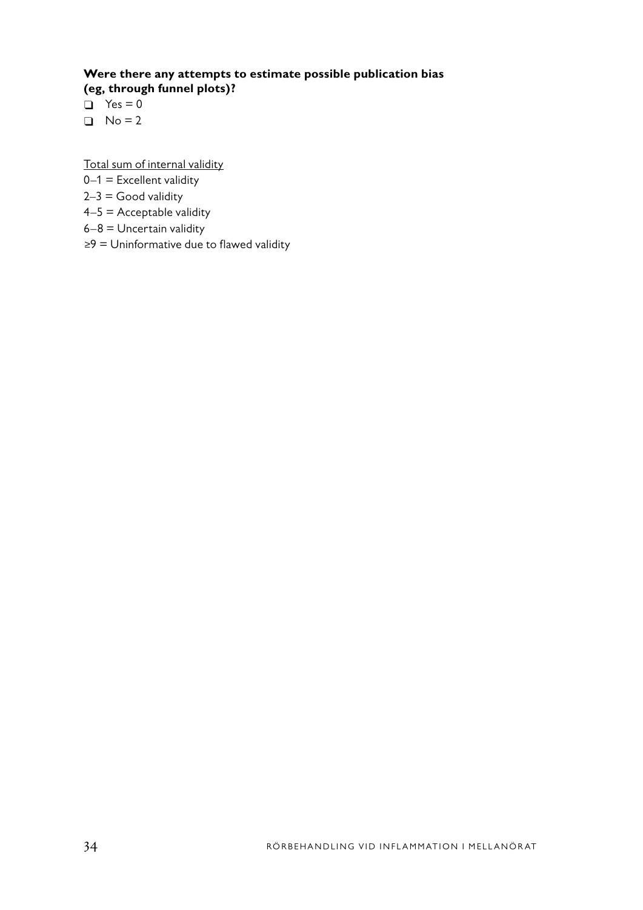**Were there any attempts to estimate possible publication bias (eg, through funnel plots)?**

- ❑ Yes = 0
- ❑ No = 2

<u>Total sum of internal validity</u>

0–1 = Excellent validity
2–3 = Good validity
4–5 = Acceptable validity
6–8 = Uncertain validity
≥9 = Uninformative due to flawed validity